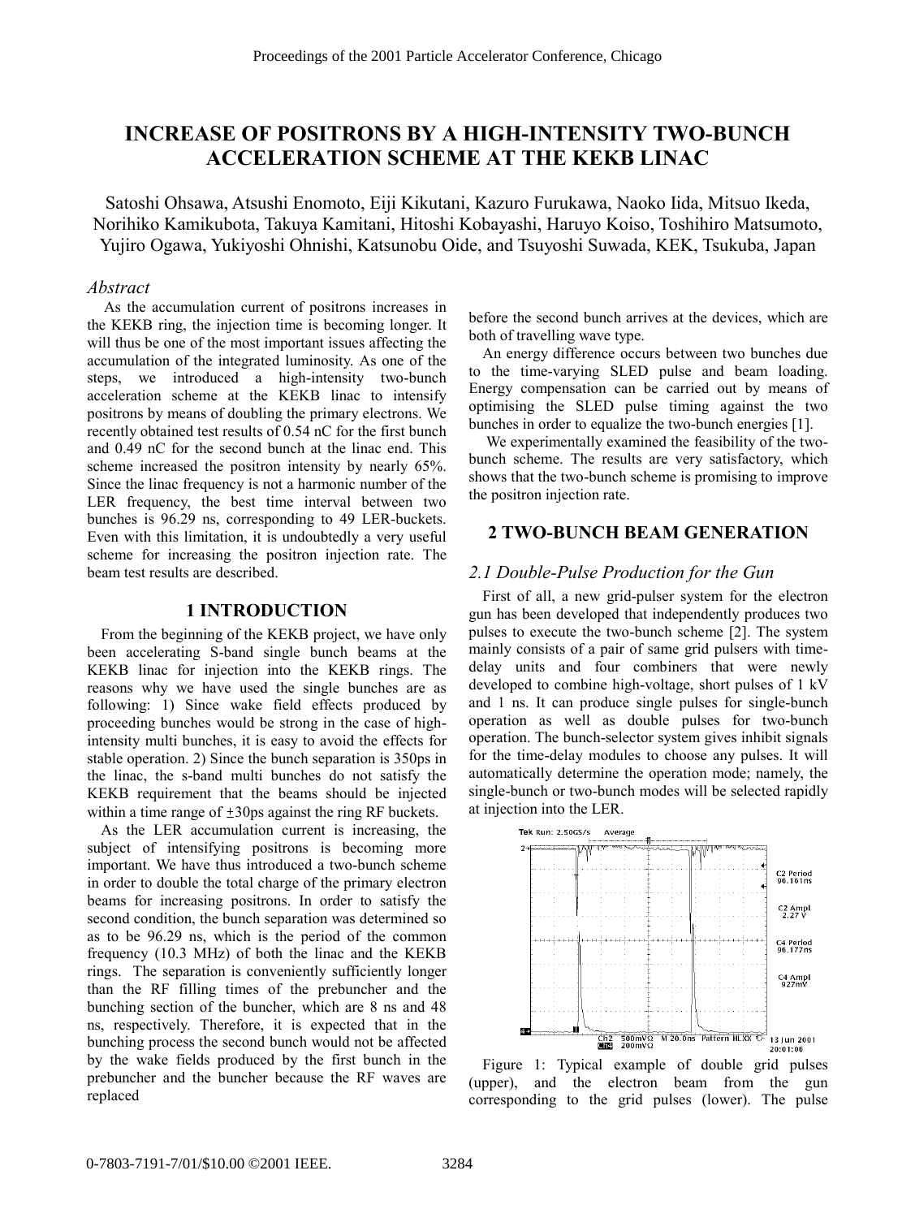# INCREASE OF POSITRONS BY A HIGH-INTENSITY TWO-BUNCH ACCELERATION SCHEME AT THE KEKB LINAC

Satoshi Ohsawa, Atsushi Enomoto, Eiji Kikutani, Kazuro Furukawa, Naoko Iida, Mitsuo Ikeda, Norihiko Kamikubota, Takuya Kamitani, Hitoshi Kobayashi, Haruyo Koiso, Toshihiro Matsumoto, Yujiro Ogawa, Yukiyoshi Ohnishi, Katsunobu Oide, and Tsuyoshi Suwada, KEK, Tsukuba, Japan

### *Abstract*

As the accumulation current of positrons increases in the KEKB ring, the injection time is becoming longer. It will thus be one of the most important issues affecting the accumulation of the integrated luminosity. As one of the steps, we introduced a high-intensity two-bunch acceleration scheme at the KEKB linac to intensify positrons by means of doubling the primary electrons. We recently obtained test results of 0.54 nC for the first bunch and 0.49 nC for the second bunch at the linac end. This scheme increased the positron intensity by nearly 65%. Since the linac frequency is not a harmonic number of the LER frequency, the best time interval between two bunches is 96.29 ns, corresponding to 49 LER-buckets. Even with this limitation, it is undoubtedly a very useful scheme for increasing the positron injection rate. The beam test results are described.

## 1 INTRODUCTION

From the beginning of the KEKB project, we have only been accelerating S-band single bunch beams at the KEKB linac for injection into the KEKB rings. The reasons why we have used the single bunches are as following: 1) Since wake field effects produced by proceeding bunches would be strong in the case of high-intensity multi bunches, it is easy to avoid the effects for stable operation. 2) Since the bunch separation is 350ps in the linac, the s-band multi bunches do not satisfy the KEKB requirement that the beams should be injected within a time range of ±30ps against the ring RF buckets.

As the LER accumulation current is increasing, the subject of intensifying positrons is becoming more important. We have thus introduced a two-bunch scheme in order to double the total charge of the primary electron beams for increasing positrons. In order to satisfy the second condition, the bunch separation was determined so as to be 96.29 ns, which is the period of the common frequency (10.3 MHz) of both the linac and the KEKB rings. The separation is conveniently sufficiently longer than the RF filling times of the prebuncher and the bunching section of the buncher, which are 8 ns and 48 ns, respectively. Therefore, it is expected that in the bunching process the second bunch would not be affected by the wake fields produced by the first bunch in the prebuncher and the buncher because the RF waves are replaced before the second bunch arrives at the devices, which are both of travelling wave type.

An energy difference occurs between two bunches due to the time-varying SLED pulse and beam loading. Energy compensation can be carried out by means of optimising the SLED pulse timing against the two bunches in order to equalize the two-bunch energies [1].

We experimentally examined the feasibility of the two-bunch scheme. The results are very satisfactory, which shows that the two-bunch scheme is promising to improve the positron injection rate.

## 2 TWO-BUNCH BEAM GENERATION

### *2.1 Double-Pulse Production for the Gun*

First of all, a new grid-pulser system for the electron gun has been developed that independently produces two pulses to execute the two-bunch scheme [2]. The system mainly consists of a pair of same grid pulsers with time-delay units and four combiners that were newly developed to combine high-voltage, short pulses of 1 kV and 1 ns. It can produce single pulses for single-bunch operation as well as double pulses for two-bunch operation. The bunch-selector system gives inhibit signals for the time-delay modules to choose any pulses. It will automatically determine the operation mode; namely, the single-bunch or two-bunch modes will be selected rapidly at injection into the LER.

Figure 1: Typical example of double grid pulses (upper), and the electron beam from the gun corresponding to the grid pulses (lower). The pulse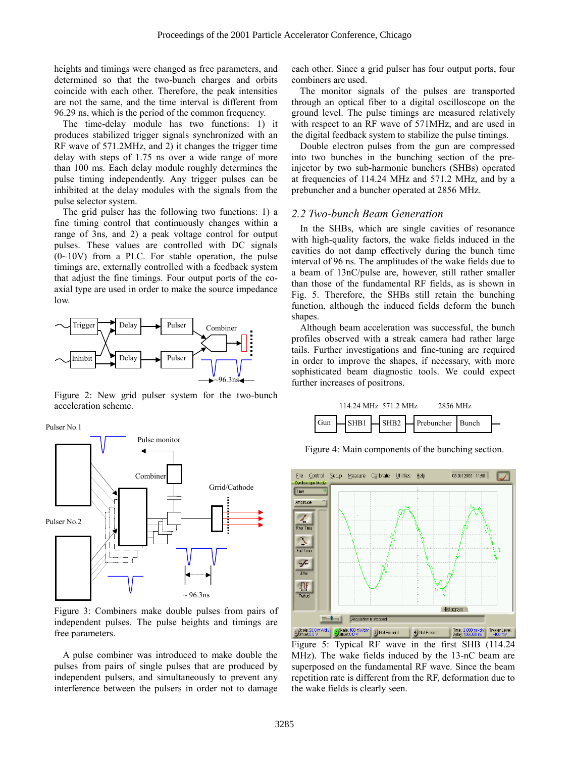heights and timings were changed as free parameters, and determined so that the two-bunch charges and orbits coincide with each other. Therefore, the peak intensities are not the same, and the time interval is different from 96.29 ns, which is the period of the common frequency.

The time-delay module has two functions: 1) it produces stabilized trigger signals synchronized with an RF wave of 571.2MHz, and 2) it changes the trigger time delay with steps of 1.75 ns over a wide range of more than 100 ms. Each delay module roughly determines the pulse timing independently. Any trigger pulses can be inhibited at the delay modules with the signals from the pulse selector system.

The grid pulser has the following two functions: 1) a fine timing control that continuously changes within a range of 3ns, and 2) a peak voltage control for output pulses. These values are controlled with DC signals (0~10V) from a PLC. For stable operation, the pulse timings are, externally controlled with a feedback system that adjust the fine timings. Four output ports of the co-axial type are used in order to make the source impedance low.

Figure 2: New grid pulser system for the two-bunch acceleration scheme.

Figure 3: Combiners make double pulses from pairs of independent pulses. The pulse heights and timings are free parameters.

A pulse combiner was introduced to make double the pulses from pairs of single pulses that are produced by independent pulsers, and simultaneously to prevent any interference between the pulsers in order not to damage each other. Since a grid pulser has four output ports, four combiners are used.

The monitor signals of the pulses are transported through an optical fiber to a digital oscilloscope on the ground level. The pulse timings are measured relatively with respect to an RF wave of 571MHz, and are used in the digital feedback system to stabilize the pulse timings.

Double electron pulses from the gun are compressed into two bunches in the bunching section of the pre-injector by two sub-harmonic bunchers (SHBs) operated at frequencies of 114.24 MHz and 571.2 MHz, and by a prebuncher and a buncher operated at 2856 MHz.

## *2.2 Two-bunch Beam Generation*

In the SHBs, which are single cavities of resonance with high-quality factors, the wake fields induced in the cavities do not damp effectively during the bunch time interval of 96 ns. The amplitudes of the wake fields due to a beam of 13nC/pulse are, however, still rather smaller than those of the fundamental RF fields, as is shown in Fig. 5. Therefore, the SHBs still retain the bunching function, although the induced fields deform the bunch shapes.

Although beam acceleration was successful, the bunch profiles observed with a streak camera had rather large tails. Further investigations and fine-tuning are required in order to improve the shapes, if necessary, with more sophisticated beam diagnostic tools. We could expect further increases of positrons.

Figure 4: Main components of the bunching section.

Figure 5: Typical RF wave in the first SHB (114.24 MHz). The wake fields induced by the 13-nC beam are superposed on the fundamental RF wave. Since the beam repetition rate is different from the RF, deformation due to the wake fields is clearly seen.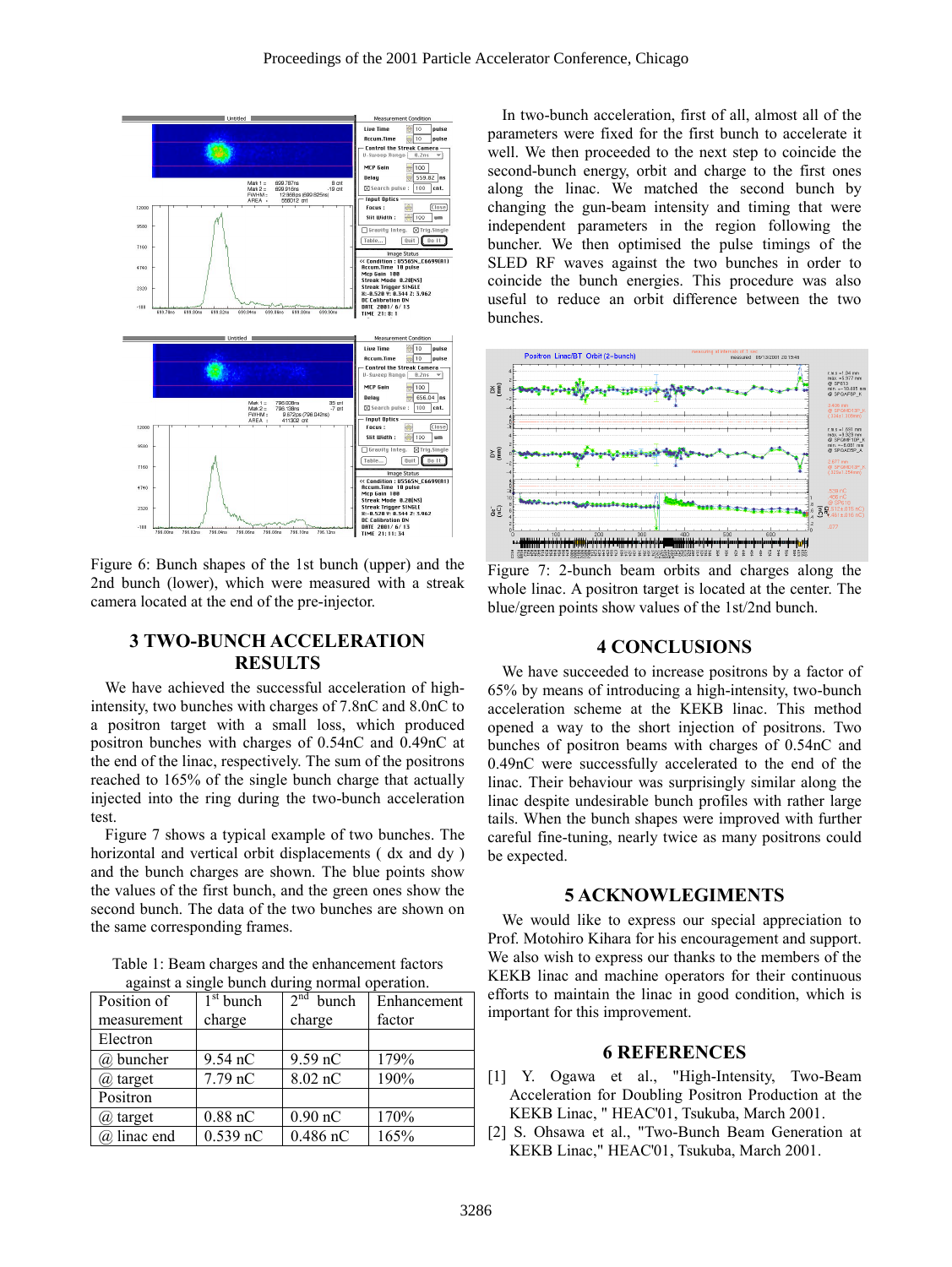Figure 6: Bunch shapes of the 1st bunch (upper) and the 2nd bunch (lower), which were measured with a streak camera located at the end of the pre-injector.

## 3 TWO-BUNCH ACCELERATION RESULTS

We have achieved the successful acceleration of high-intensity, two bunches with charges of 7.8nC and 8.0nC to a positron target with a small loss, which produced positron bunches with charges of 0.54nC and 0.49nC at the end of the linac, respectively. The sum of the positrons reached to 165% of the single bunch charge that actually injected into the ring during the two-bunch acceleration test.

Figure 7 shows a typical example of two bunches. The horizontal and vertical orbit displacements ( dx and dy ) and the bunch charges are shown. The blue points show the values of the first bunch, and the green ones show the second bunch. The data of the two bunches are shown on the same corresponding frames.

Table 1: Beam charges and the enhancement factors against a single bunch during normal operation.

| Position of measurement | 1st bunch charge | 2nd bunch charge | Enhancement factor |
|---|---|---|---|
| Electron | | | |
| @ buncher | 9.54 nC | 9.59 nC | 179% |
| @ target | 7.79 nC | 8.02 nC | 190% |
| Positron | | | |
| @ target | 0.88 nC | 0.90 nC | 170% |
| @ linac end | 0.539 nC | 0.486 nC | 165% |

In two-bunch acceleration, first of all, almost all of the parameters were fixed for the first bunch to accelerate it well. We then proceeded to the next step to coincide the second-bunch energy, orbit and charge to the first ones along the linac. We matched the second bunch by changing the gun-beam intensity and timing that were independent parameters in the region following the buncher. We then optimised the pulse timings of the SLED RF waves against the two bunches in order to coincide the bunch energies. This procedure was also useful to reduce an orbit difference between the two bunches.

Figure 7: 2-bunch beam orbits and charges along the whole linac. A positron target is located at the center. The blue/green points show values of the 1st/2nd bunch.

## 4 CONCLUSIONS

We have succeeded to increase positrons by a factor of 65% by means of introducing a high-intensity, two-bunch acceleration scheme at the KEKB linac. This method opened a way to the short injection of positrons. Two bunches of positron beams with charges of 0.54nC and 0.49nC were successfully accelerated to the end of the linac. Their behaviour was surprisingly similar along the linac despite undesirable bunch profiles with rather large tails. When the bunch shapes were improved with further careful fine-tuning, nearly twice as many positrons could be expected.

## 5 ACKNOWLEGIMENTS

We would like to express our special appreciation to Prof. Motohiro Kihara for his encouragement and support. We also wish to express our thanks to the members of the KEKB linac and machine operators for their continuous efforts to maintain the linac in good condition, which is important for this improvement.

## 6 REFERENCES

[1] Y. Ogawa et al., "High-Intensity, Two-Beam Acceleration for Doubling Positron Production at the KEKB Linac, " HEAC'01, Tsukuba, March 2001.

[2] S. Ohsawa et al., "Two-Bunch Beam Generation at KEKB Linac," HEAC'01, Tsukuba, March 2001.